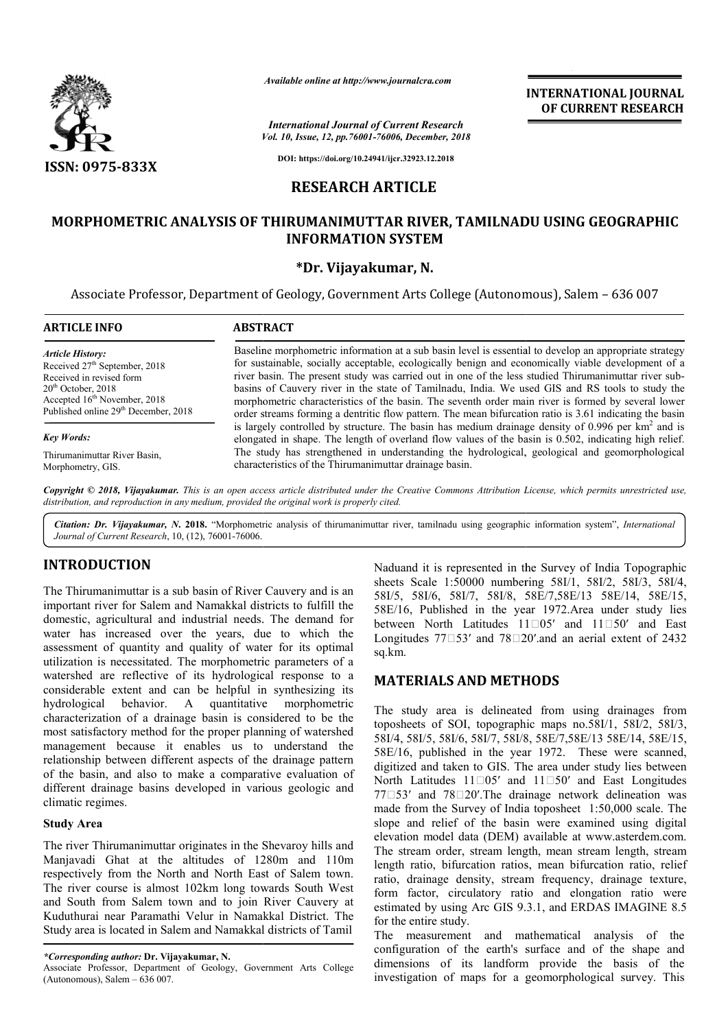*Available online at http://www.journalcra.com*

*International Journal of Current Research*
*Vol. 10, Issue, 12, pp.76001-76006, December, 2018*

**DOI: https://doi.org/10.24941/ijcr.32923.12.2018**

**ISSN: 0975-833X**

**INTERNATIONAL JOURNAL OF CURRENT RESEARCH**

# RESEARCH ARTICLE

# MORPHOMETRIC ANALYSIS OF THIRUMANIMUTTAR RIVER, TAMILNADU USING GEOGRAPHIC INFORMATION SYSTEM

**\*Dr. Vijayakumar, N.**

Associate Professor, Department of Geology, Government Arts College (Autonomous), Salem – 636 007

**ARTICLE INFO**

*Article History:*
Received 27th September, 2018
Received in revised form
20th October, 2018
Accepted 16th November, 2018
Published online 29th December, 2018

*Key Words:*
Thirumanimuttar River Basin, Morphometry, GIS.

**ABSTRACT**

Baseline morphometric information at a sub basin level is essential to develop an appropriate strategy for sustainable, socially acceptable, ecologically benign and economically viable development of a river basin. The present study was carried out in one of the less studied Thirumanimuttar river sub-basins of Cauvery river in the state of Tamilnadu, India. We used GIS and RS tools to study the morphometric characteristics of the basin. The seventh order main river is formed by several lower order streams forming a dentritic flow pattern. The mean bifurcation ratio is 3.61 indicating the basin is largely controlled by structure. The basin has medium drainage density of 0.996 per km$^2$ and is elongated in shape. The length of overland flow values of the basin is 0.502, indicating high relief. The study has strengthened in understanding the hydrological, geological and geomorphological characteristics of the Thirumanimuttar drainage basin.

*Copyright © 2018, Vijayakumar. This is an open access article distributed under the Creative Commons Attribution License, which permits unrestricted use, distribution, and reproduction in any medium, provided the original work is properly cited.*

*Citation: Dr. Vijayakumar, N.* **2018.** "Morphometric analysis of thirumanimuttar river, tamilnadu using geographic information system", *International Journal of Current Research*, 10, (12), 76001-76006.

## INTRODUCTION

The Thirumanimuttar is a sub basin of River Cauvery and is an important river for Salem and Namakkal districts to fulfill the domestic, agricultural and industrial needs. The demand for water has increased over the years, due to which the assessment of quantity and quality of water for its optimal utilization is necessitated. The morphometric parameters of a watershed are reflective of its hydrological response to a considerable extent and can be helpful in synthesizing its hydrological behavior. A quantitative morphometric characterization of a drainage basin is considered to be the most satisfactory method for the proper planning of watershed management because it enables us to understand the relationship between different aspects of the drainage pattern of the basin, and also to make a comparative evaluation of different drainage basins developed in various geologic and climatic regimes.

### Study Area

The river Thirumanimuttar originates in the Shevaroy hills and Manjavadi Ghat at the altitudes of 1280m and 110m respectively from the North and North East of Salem town. The river course is almost 102km long towards South West and South from Salem town and to join River Cauvery at Kuduthurai near Paramathi Velur in Namakkal District. The Study area is located in Salem and Namakkal districts of Tamil Naduand it is represented in the Survey of India Topographic sheets Scale 1:50000 numbering 58I/1, 58I/2, 58I/3, 58I/4, 58I/5, 58I/6, 58I/7, 58I/8, 58E/7,58E/13 58E/14, 58E/15, 58E/16, Published in the year 1972.Area under study lies between North Latitudes 11°05′ and 11°50′ and East Longitudes 77°53′ and 78°20′.and an aerial extent of 2432 sq.km.

## MATERIALS AND METHODS

The study area is delineated from using drainages from toposheets of SOI, topographic maps no.58I/1, 58I/2, 58I/3, 58I/4, 58I/5, 58I/6, 58I/7, 58I/8, 58E/7,58E/13 58E/14, 58E/15, 58E/16, published in the year 1972. These were scanned, digitized and taken to GIS. The area under study lies between North Latitudes 11°05′ and 11°50′ and East Longitudes 77°53′ and 78°20′.The drainage network delineation was made from the Survey of India toposheet 1:50,000 scale. The slope and relief of the basin were examined using digital elevation model data (DEM) available at www.asterdem.com. The stream order, stream length, mean stream length, stream length ratio, bifurcation ratios, mean bifurcation ratio, relief ratio, drainage density, stream frequency, drainage texture, form factor, circulatory ratio and elongation ratio were estimated by using Arc GIS 9.3.1, and ERDAS IMAGINE 8.5 for the entire study.

The measurement and mathematical analysis of the configuration of the earth's surface and of the shape and dimensions of its landform provide the basis of the investigation of maps for a geomorphological survey. This

*\*Corresponding author:* **Dr. Vijayakumar, N.**
Associate Professor, Department of Geology, Government Arts College (Autonomous), Salem – 636 007.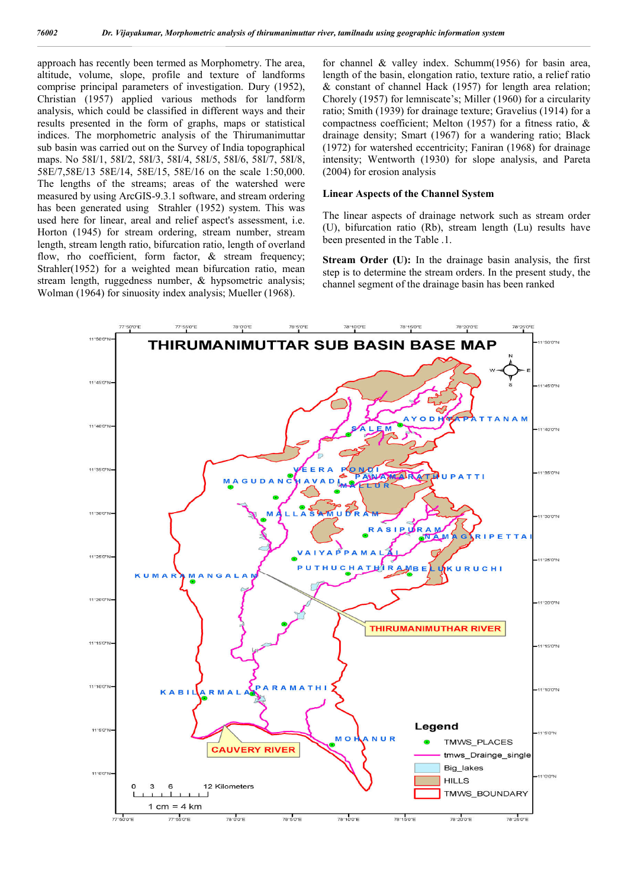approach has recently been termed as Morphometry. The area, altitude, volume, slope, profile and texture of landforms comprise principal parameters of investigation. Dury (1952), Christian (1957) applied various methods for landform analysis, which could be classified in different ways and their results presented in the form of graphs, maps or statistical indices. The morphometric analysis of the Thirumanimuttar sub basin was carried out on the Survey of India topographical maps. No 58I/1, 58I/2, 58I/3, 58I/4, 58I/5, 58I/6, 58I/7, 58I/8, 58E/7,58E/13 58E/14, 58E/15, 58E/16 on the scale 1:50,000. The lengths of the streams; areas of the watershed were measured by using ArcGIS-9.3.1 software, and stream ordering has been generated using Strahler (1952) system. This was used here for linear, areal and relief aspect's assessment, i.e. Horton (1945) for stream ordering, stream number, stream length, stream length ratio, bifurcation ratio, length of overland flow, rho coefficient, form factor, & stream frequency; Strahler(1952) for a weighted mean bifurcation ratio, mean stream length, ruggedness number, & hypsometric analysis; Wolman (1964) for sinuosity index analysis; Mueller (1968). for channel & valley index. Schumm(1956) for basin area, length of the basin, elongation ratio, texture ratio, a relief ratio & constant of channel Hack (1957) for length area relation; Chorely (1957) for lemniscate's; Miller (1960) for a circularity ratio; Smith (1939) for drainage texture; Gravelius (1914) for a compactness coefficient; Melton (1957) for a fitness ratio, & drainage density; Smart (1967) for a wandering ratio; Black (1972) for watershed eccentricity; Faniran (1968) for drainage intensity; Wentworth (1930) for slope analysis, and Pareta (2004) for erosion analysis

## Linear Aspects of the Channel System

The linear aspects of drainage network such as stream order (U), bifurcation ratio (Rb), stream length (Lu) results have been presented in the Table .1.

**Stream Order (U):** In the drainage basin analysis, the first step is to determine the stream orders. In the present study, the channel segment of the drainage basin has been ranked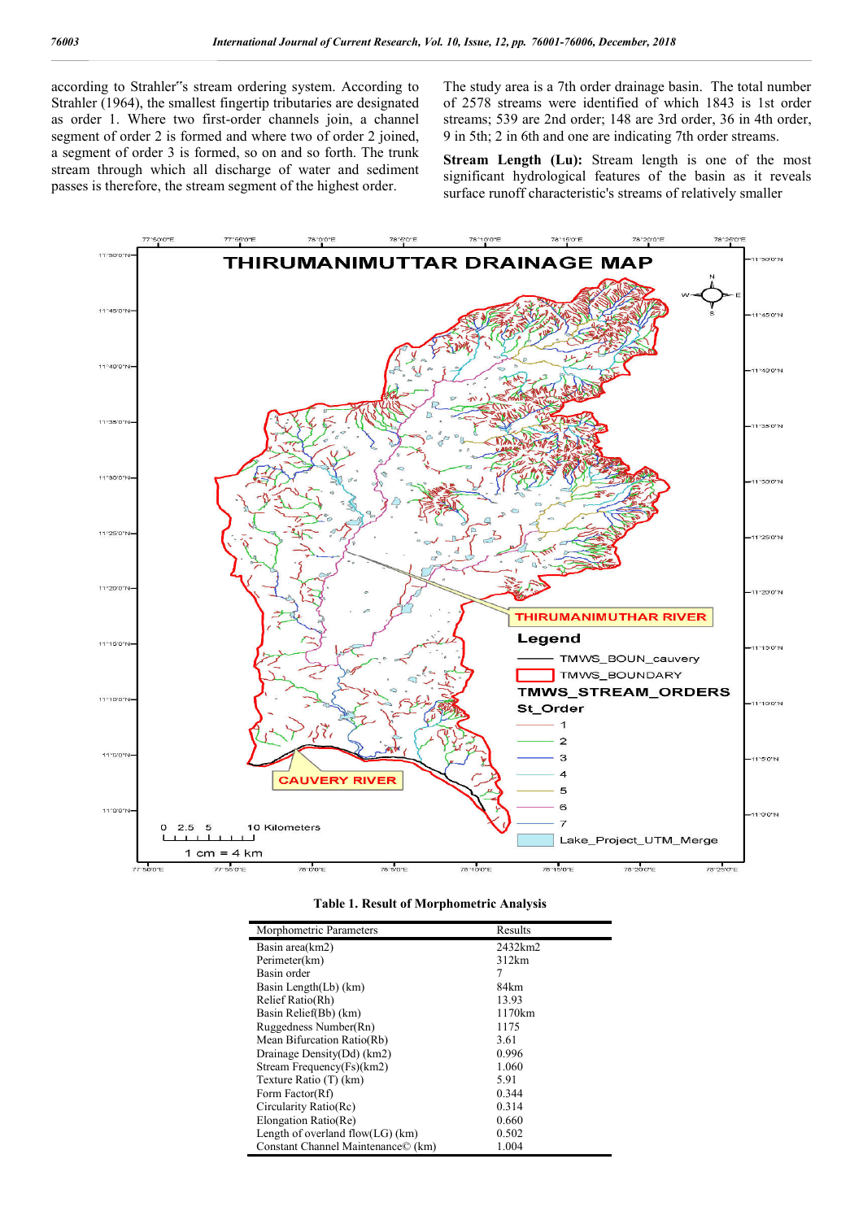according to Strahler‟s stream ordering system. According to Strahler (1964), the smallest fingertip tributaries are designated as order 1. Where two first-order channels join, a channel segment of order 2 is formed and where two of order 2 joined, a segment of order 3 is formed, so on and so forth. The trunk stream through which all discharge of water and sediment passes is therefore, the stream segment of the highest order.

The study area is a 7th order drainage basin. The total number of 2578 streams were identified of which 1843 is 1st order streams; 539 are 2nd order; 148 are 3rd order, 36 in 4th order, 9 in 5th; 2 in 6th and one are indicating 7th order streams.

**Stream Length (Lu):** Stream length is one of the most significant hydrological features of the basin as it reveals surface runoff characteristic's streams of relatively smaller

**Table 1. Result of Morphometric Analysis**

| Morphometric Parameters | Results |
|---|---|
| Basin area(km2) | 2432km2 |
| Perimeter(km) | 312km |
| Basin order | 7 |
| Basin Length(Lb) (km) | 84km |
| Relief Ratio(Rh) | 13.93 |
| Basin Relief(Bb) (km) | 1170km |
| Ruggedness Number(Rn) | 1175 |
| Mean Bifurcation Ratio(Rb) | 3.61 |
| Drainage Density(Dd) (km2) | 0.996 |
| Stream Frequency(Fs)(km2) | 1.060 |
| Texture Ratio (T) (km) | 5.91 |
| Form Factor(Rf) | 0.344 |
| Circularity Ratio(Rc) | 0.314 |
| Elongation Ratio(Re) | 0.660 |
| Length of overland flow(LG) (km) | 0.502 |
| Constant Channel Maintenance© (km) | 1.004 |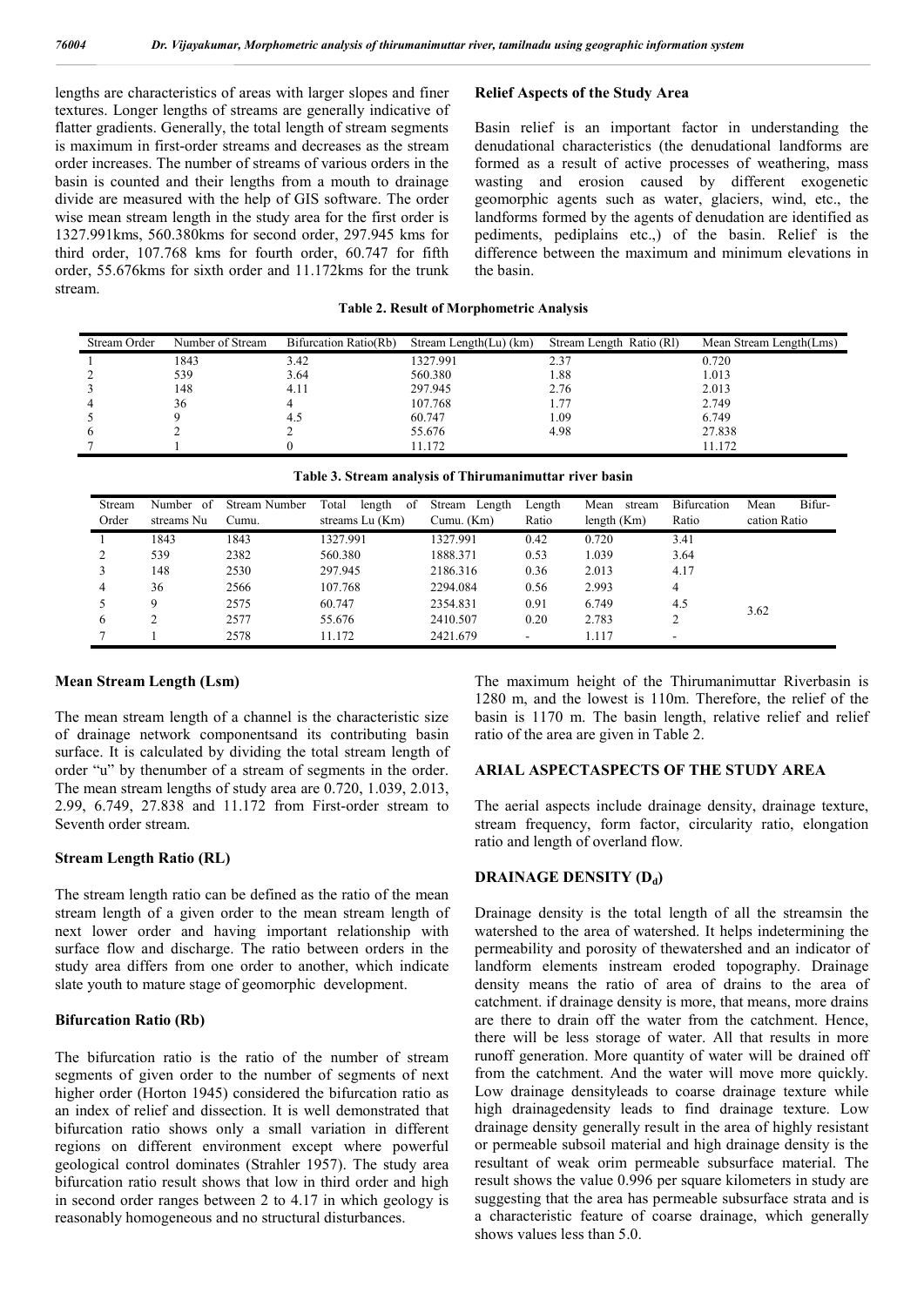lengths are characteristics of areas with larger slopes and finer textures. Longer lengths of streams are generally indicative of flatter gradients. Generally, the total length of stream segments is maximum in first-order streams and decreases as the stream order increases. The number of streams of various orders in the basin is counted and their lengths from a mouth to drainage divide are measured with the help of GIS software. The order wise mean stream length in the study area for the first order is 1327.991kms, 560.380kms for second order, 297.945 kms for third order, 107.768 kms for fourth order, 60.747 for fifth order, 55.676kms for sixth order and 11.172kms for the trunk stream.

### Relief Aspects of the Study Area

Basin relief is an important factor in understanding the denudational characteristics (the denudational landforms are formed as a result of active processes of weathering, mass wasting and erosion caused by different exogenetic geomorphic agents such as water, glaciers, wind, etc., the landforms formed by the agents of denudation are identified as pediments, pediplains etc.,) of the basin. Relief is the difference between the maximum and minimum elevations in the basin.

**Table 2. Result of Morphometric Analysis**

| Stream Order | Number of Stream | Bifurcation Ratio(Rb) | Stream Length(Lu) (km) | Stream Length Ratio (Rl) | Mean Stream Length(Lms) |
|---|---|---|---|---|---|
| 1 | 1843 | 3.42 | 1327.991 | 2.37 | 0.720 |
| 2 | 539 | 3.64 | 560.380 | 1.88 | 1.013 |
| 3 | 148 | 4.11 | 297.945 | 2.76 | 2.013 |
| 4 | 36 | 4 | 107.768 | 1.77 | 2.749 |
| 5 | 9 | 4.5 | 60.747 | 1.09 | 6.749 |
| 6 | 2 | 2 | 55.676 | 4.98 | 27.838 |
| 7 | 1 | 0 | 11.172 | | 11.172 |

**Table 3. Stream analysis of Thirumanimuttar river basin**

| Stream Order | Number of streams Nu | Stream Number Cumu. | Total length of streams Lu (Km) | Stream Length Cumu. (Km) | Length Ratio | Mean stream length (Km) | Bifurcation Ratio | Mean Bifur-cation Ratio |
|---|---|---|---|---|---|---|---|---|
| 1 | 1843 | 1843 | 1327.991 | 1327.991 | 0.42 | 0.720 | 3.41 | |
| 2 | 539 | 2382 | 560.380 | 1888.371 | 0.53 | 1.039 | 3.64 | |
| 3 | 148 | 2530 | 297.945 | 2186.316 | 0.36 | 2.013 | 4.17 | |
| 4 | 36 | 2566 | 107.768 | 2294.084 | 0.56 | 2.993 | 4 | |
| 5 | 9 | 2575 | 60.747 | 2354.831 | 0.91 | 6.749 | 4.5 | 3.62 |
| 6 | 2 | 2577 | 55.676 | 2410.507 | 0.20 | 2.783 | 2 | |
| 7 | 1 | 2578 | 11.172 | 2421.679 | - | 1.117 | - | |

### Mean Stream Length (Lsm)

The mean stream length of a channel is the characteristic size of drainage network componentsand its contributing basin surface. It is calculated by dividing the total stream length of order "u" by thenumber of a stream of segments in the order. The mean stream lengths of study area are 0.720, 1.039, 2.013, 2.99, 6.749, 27.838 and 11.172 from First-order stream to Seventh order stream.

### Stream Length Ratio (RL)

The stream length ratio can be defined as the ratio of the mean stream length of a given order to the mean stream length of next lower order and having important relationship with surface flow and discharge. The ratio between orders in the study area differs from one order to another, which indicate slate youth to mature stage of geomorphic development.

### Bifurcation Ratio (Rb)

The bifurcation ratio is the ratio of the number of stream segments of given order to the number of segments of next higher order (Horton 1945) considered the bifurcation ratio as an index of relief and dissection. It is well demonstrated that bifurcation ratio shows only a small variation in different regions on different environment except where powerful geological control dominates (Strahler 1957). The study area bifurcation ratio result shows that low in third order and high in second order ranges between 2 to 4.17 in which geology is reasonably homogeneous and no structural disturbances.

The maximum height of the Thirumanimuttar Riverbasin is 1280 m, and the lowest is 110m. Therefore, the relief of the basin is 1170 m. The basin length, relative relief and relief ratio of the area are given in Table 2.

## ARIAL ASPECTASPECTS OF THE STUDY AREA

The aerial aspects include drainage density, drainage texture, stream frequency, form factor, circularity ratio, elongation ratio and length of overland flow.

## DRAINAGE DENSITY ($D_d$)

Drainage density is the total length of all the streamsin the watershed to the area of watershed. It helps indetermining the permeability and porosity of thewatershed and an indicator of landform elements instream eroded topography. Drainage density means the ratio of area of drains to the area of catchment. if drainage density is more, that means, more drains are there to drain off the water from the catchment. Hence, there will be less storage of water. All that results in more runoff generation. More quantity of water will be drained off from the catchment. And the water will move more quickly. Low drainage densityleads to coarse drainage texture while high drainagedensity leads to find drainage texture. Low drainage density generally result in the area of highly resistant or permeable subsoil material and high drainage density is the resultant of weak orim permeable subsurface material. The result shows the value 0.996 per square kilometers in study are suggesting that the area has permeable subsurface strata and is a characteristic feature of coarse drainage, which generally shows values less than 5.0.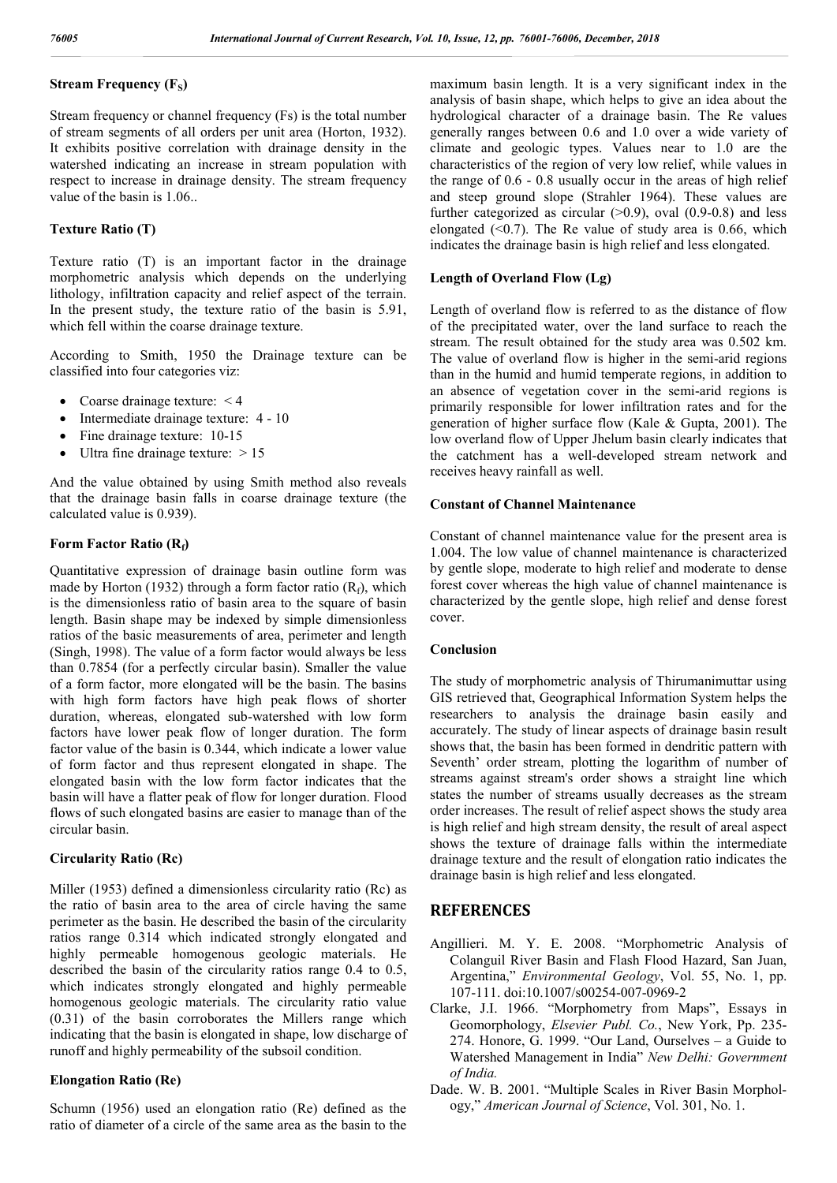### Stream Frequency ($F_S$)

Stream frequency or channel frequency (Fs) is the total number of stream segments of all orders per unit area (Horton, 1932). It exhibits positive correlation with drainage density in the watershed indicating an increase in stream population with respect to increase in drainage density. The stream frequency value of the basin is 1.06..

### Texture Ratio (T)

Texture ratio (T) is an important factor in the drainage morphometric analysis which depends on the underlying lithology, infiltration capacity and relief aspect of the terrain. In the present study, the texture ratio of the basin is 5.91, which fell within the coarse drainage texture.

According to Smith, 1950 the Drainage texture can be classified into four categories viz:

- Coarse drainage texture: < 4
- Intermediate drainage texture: 4 - 10
- Fine drainage texture: 10-15
- Ultra fine drainage texture: > 15

And the value obtained by using Smith method also reveals that the drainage basin falls in coarse drainage texture (the calculated value is 0.939).

### Form Factor Ratio ($R_f$)

Quantitative expression of drainage basin outline form was made by Horton (1932) through a form factor ratio ($R_f$), which is the dimensionless ratio of basin area to the square of basin length. Basin shape may be indexed by simple dimensionless ratios of the basic measurements of area, perimeter and length (Singh, 1998). The value of a form factor would always be less than 0.7854 (for a perfectly circular basin). Smaller the value of a form factor, more elongated will be the basin. The basins with high form factors have high peak flows of shorter duration, whereas, elongated sub-watershed with low form factors have lower peak flow of longer duration. The form factor value of the basin is 0.344, which indicate a lower value of form factor and thus represent elongated in shape. The elongated basin with the low form factor indicates that the basin will have a flatter peak of flow for longer duration. Flood flows of such elongated basins are easier to manage than of the circular basin.

### Circularity Ratio (Rc)

Miller (1953) defined a dimensionless circularity ratio (Rc) as the ratio of basin area to the area of circle having the same perimeter as the basin. He described the basin of the circularity ratios range 0.314 which indicated strongly elongated and highly permeable homogenous geologic materials. He described the basin of the circularity ratios range 0.4 to 0.5, which indicates strongly elongated and highly permeable homogenous geologic materials. The circularity ratio value (0.31) of the basin corroborates the Millers range which indicating that the basin is elongated in shape, low discharge of runoff and highly permeability of the subsoil condition.

### Elongation Ratio (Re)

Schumn (1956) used an elongation ratio (Re) defined as the ratio of diameter of a circle of the same area as the basin to the maximum basin length. It is a very significant index in the analysis of basin shape, which helps to give an idea about the hydrological character of a drainage basin. The Re values generally ranges between 0.6 and 1.0 over a wide variety of climate and geologic types. Values near to 1.0 are the characteristics of the region of very low relief, while values in the range of 0.6 - 0.8 usually occur in the areas of high relief and steep ground slope (Strahler 1964). These values are further categorized as circular (>0.9), oval (0.9-0.8) and less elongated (<0.7). The Re value of study area is 0.66, which indicates the drainage basin is high relief and less elongated.

### Length of Overland Flow (Lg)

Length of overland flow is referred to as the distance of flow of the precipitated water, over the land surface to reach the stream. The result obtained for the study area was 0.502 km. The value of overland flow is higher in the semi-arid regions than in the humid and humid temperate regions, in addition to an absence of vegetation cover in the semi-arid regions is primarily responsible for lower infiltration rates and for the generation of higher surface flow (Kale & Gupta, 2001). The low overland flow of Upper Jhelum basin clearly indicates that the catchment has a well-developed stream network and receives heavy rainfall as well.

### Constant of Channel Maintenance

Constant of channel maintenance value for the present area is 1.004. The low value of channel maintenance is characterized by gentle slope, moderate to high relief and moderate to dense forest cover whereas the high value of channel maintenance is characterized by the gentle slope, high relief and dense forest cover.

### Conclusion

The study of morphometric analysis of Thirumanimuttar using GIS retrieved that, Geographical Information System helps the researchers to analysis the drainage basin easily and accurately. The study of linear aspects of drainage basin result shows that, the basin has been formed in dendritic pattern with Seventh' order stream, plotting the logarithm of number of streams against stream's order shows a straight line which states the number of streams usually decreases as the stream order increases. The result of relief aspect shows the study area is high relief and high stream density, the result of areal aspect shows the texture of drainage falls within the intermediate drainage texture and the result of elongation ratio indicates the drainage basin is high relief and less elongated.

## REFERENCES

Angillieri. M. Y. E. 2008. "Morphometric Analysis of Colanguil River Basin and Flash Flood Hazard, San Juan, Argentina," *Environmental Geology*, Vol. 55, No. 1, pp. 107-111. doi:10.1007/s00254-007-0969-2

Clarke, J.I. 1966. "Morphometry from Maps", Essays in Geomorphology, *Elsevier Publ. Co.*, New York, Pp. 235-274. Honore, G. 1999. "Our Land, Ourselves – a Guide to Watershed Management in India" *New Delhi: Government of India.*

Dade. W. B. 2001. "Multiple Scales in River Basin Morphology," *American Journal of Science*, Vol. 301, No. 1.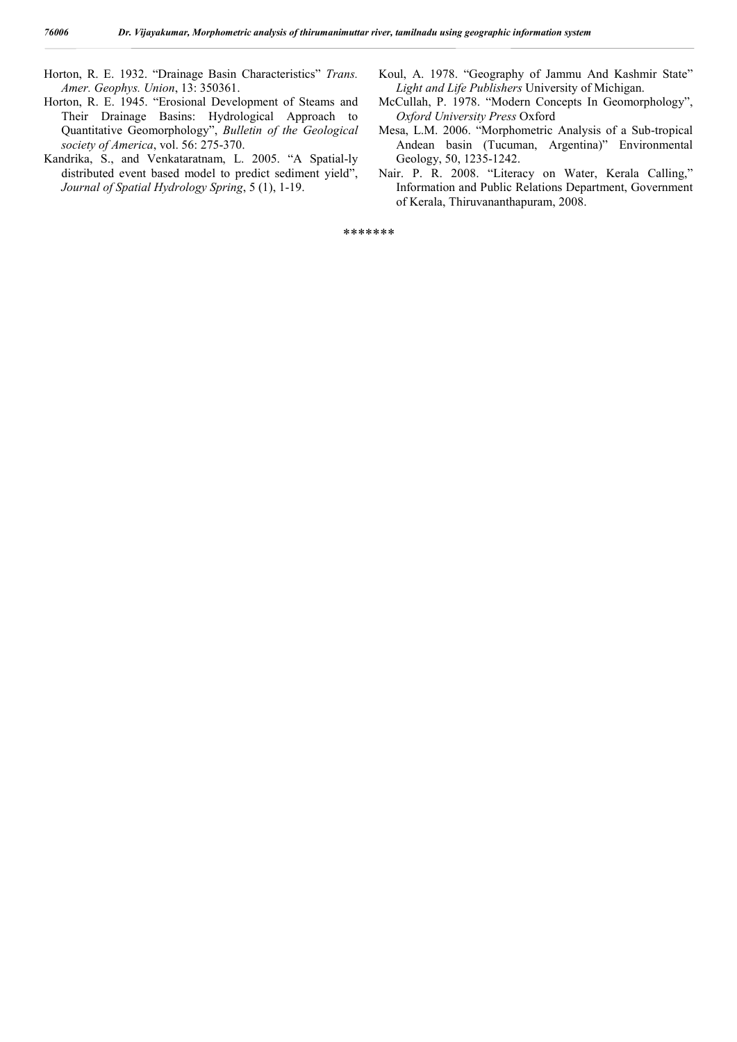Horton, R. E. 1932. "Drainage Basin Characteristics" *Trans. Amer. Geophys. Union*, 13: 350361.

Horton, R. E. 1945. "Erosional Development of Steams and Their Drainage Basins: Hydrological Approach to Quantitative Geomorphology", *Bulletin of the Geological society of America*, vol. 56: 275-370.

Kandrika, S., and Venkataratnam, L. 2005. "A Spatial-ly distributed event based model to predict sediment yield", *Journal of Spatial Hydrology Spring*, 5 (1), 1-19.

Koul, A. 1978. "Geography of Jammu And Kashmir State" *Light and Life Publishers* University of Michigan.

McCullah, P. 1978. "Modern Concepts In Geomorphology", *Oxford University Press* Oxford

Mesa, L.M. 2006. "Morphometric Analysis of a Sub-tropical Andean basin (Tucuman, Argentina)" Environmental Geology, 50, 1235-1242.

Nair. P. R. 2008. "Literacy on Water, Kerala Calling," Information and Public Relations Department, Government of Kerala, Thiruvananthapuram, 2008.

*******